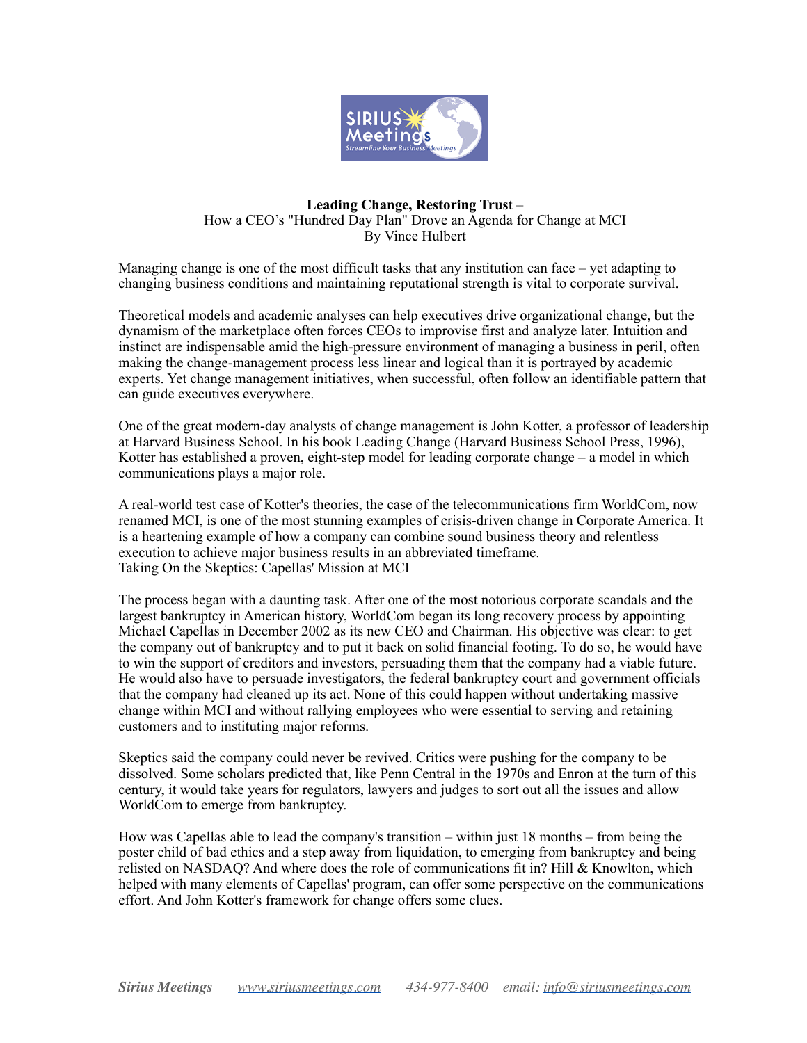**Leading Change, Restoring Trust** –
How a CEO's "Hundred Day Plan" Drove an Agenda for Change at MCI
By Vince Hulbert

Managing change is one of the most difficult tasks that any institution can face – yet adapting to changing business conditions and maintaining reputational strength is vital to corporate survival.

Theoretical models and academic analyses can help executives drive organizational change, but the dynamism of the marketplace often forces CEOs to improvise first and analyze later. Intuition and instinct are indispensable amid the high-pressure environment of managing a business in peril, often making the change-management process less linear and logical than it is portrayed by academic experts. Yet change management initiatives, when successful, often follow an identifiable pattern that can guide executives everywhere.

One of the great modern-day analysts of change management is John Kotter, a professor of leadership at Harvard Business School. In his book Leading Change (Harvard Business School Press, 1996), Kotter has established a proven, eight-step model for leading corporate change – a model in which communications plays a major role.

A real-world test case of Kotter's theories, the case of the telecommunications firm WorldCom, now renamed MCI, is one of the most stunning examples of crisis-driven change in Corporate America. It is a heartening example of how a company can combine sound business theory and relentless execution to achieve major business results in an abbreviated timeframe.

Taking On the Skeptics: Capellas' Mission at MCI

The process began with a daunting task. After one of the most notorious corporate scandals and the largest bankruptcy in American history, WorldCom began its long recovery process by appointing Michael Capellas in December 2002 as its new CEO and Chairman. His objective was clear: to get the company out of bankruptcy and to put it back on solid financial footing. To do so, he would have to win the support of creditors and investors, persuading them that the company had a viable future. He would also have to persuade investigators, the federal bankruptcy court and government officials that the company had cleaned up its act. None of this could happen without undertaking massive change within MCI and without rallying employees who were essential to serving and retaining customers and to instituting major reforms.

Skeptics said the company could never be revived. Critics were pushing for the company to be dissolved. Some scholars predicted that, like Penn Central in the 1970s and Enron at the turn of this century, it would take years for regulators, lawyers and judges to sort out all the issues and allow WorldCom to emerge from bankruptcy.

How was Capellas able to lead the company's transition – within just 18 months – from being the poster child of bad ethics and a step away from liquidation, to emerging from bankruptcy and being relisted on NASDAQ? And where does the role of communications fit in? Hill & Knowlton, which helped with many elements of Capellas' program, can offer some perspective on the communications effort. And John Kotter's framework for change offers some clues.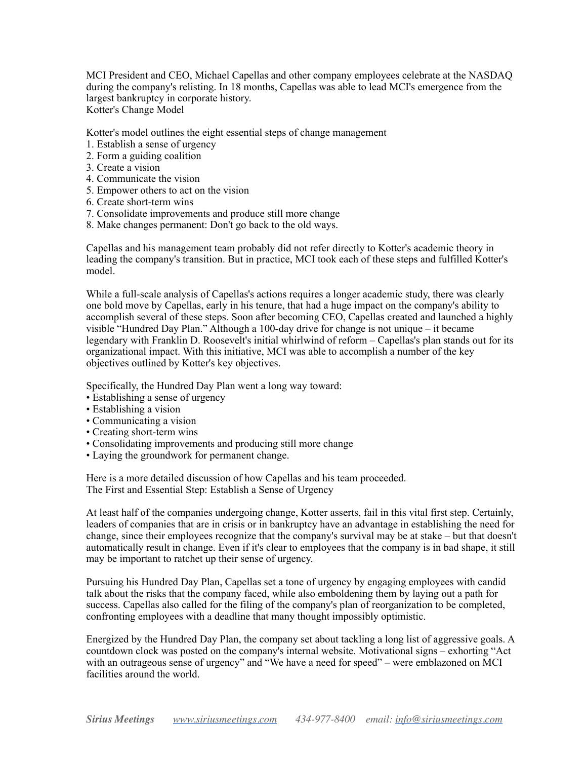MCI President and CEO, Michael Capellas and other company employees celebrate at the NASDAQ during the company's relisting. In 18 months, Capellas was able to lead MCI's emergence from the largest bankruptcy in corporate history.

## Kotter's Change Model

Kotter's model outlines the eight essential steps of change management

1. Establish a sense of urgency
2. Form a guiding coalition
3. Create a vision
4. Communicate the vision
5. Empower others to act on the vision
6. Create short-term wins
7. Consolidate improvements and produce still more change
8. Make changes permanent: Don't go back to the old ways.

Capellas and his management team probably did not refer directly to Kotter's academic theory in leading the company's transition. But in practice, MCI took each of these steps and fulfilled Kotter's model.

While a full-scale analysis of Capellas's actions requires a longer academic study, there was clearly one bold move by Capellas, early in his tenure, that had a huge impact on the company's ability to accomplish several of these steps. Soon after becoming CEO, Capellas created and launched a highly visible "Hundred Day Plan." Although a 100-day drive for change is not unique – it became legendary with Franklin D. Roosevelt's initial whirlwind of reform – Capellas's plan stands out for its organizational impact. With this initiative, MCI was able to accomplish a number of the key objectives outlined by Kotter's key objectives.

Specifically, the Hundred Day Plan went a long way toward:

- Establishing a sense of urgency
- Establishing a vision
- Communicating a vision
- Creating short-term wins
- Consolidating improvements and producing still more change
- Laying the groundwork for permanent change.

Here is a more detailed discussion of how Capellas and his team proceeded.

## The First and Essential Step: Establish a Sense of Urgency

At least half of the companies undergoing change, Kotter asserts, fail in this vital first step. Certainly, leaders of companies that are in crisis or in bankruptcy have an advantage in establishing the need for change, since their employees recognize that the company's survival may be at stake – but that doesn't automatically result in change. Even if it's clear to employees that the company is in bad shape, it still may be important to ratchet up their sense of urgency.

Pursuing his Hundred Day Plan, Capellas set a tone of urgency by engaging employees with candid talk about the risks that the company faced, while also emboldening them by laying out a path for success. Capellas also called for the filing of the company's plan of reorganization to be completed, confronting employees with a deadline that many thought impossibly optimistic.

Energized by the Hundred Day Plan, the company set about tackling a long list of aggressive goals. A countdown clock was posted on the company's internal website. Motivational signs – exhorting "Act with an outrageous sense of urgency" and "We have a need for speed" – were emblazoned on MCI facilities around the world.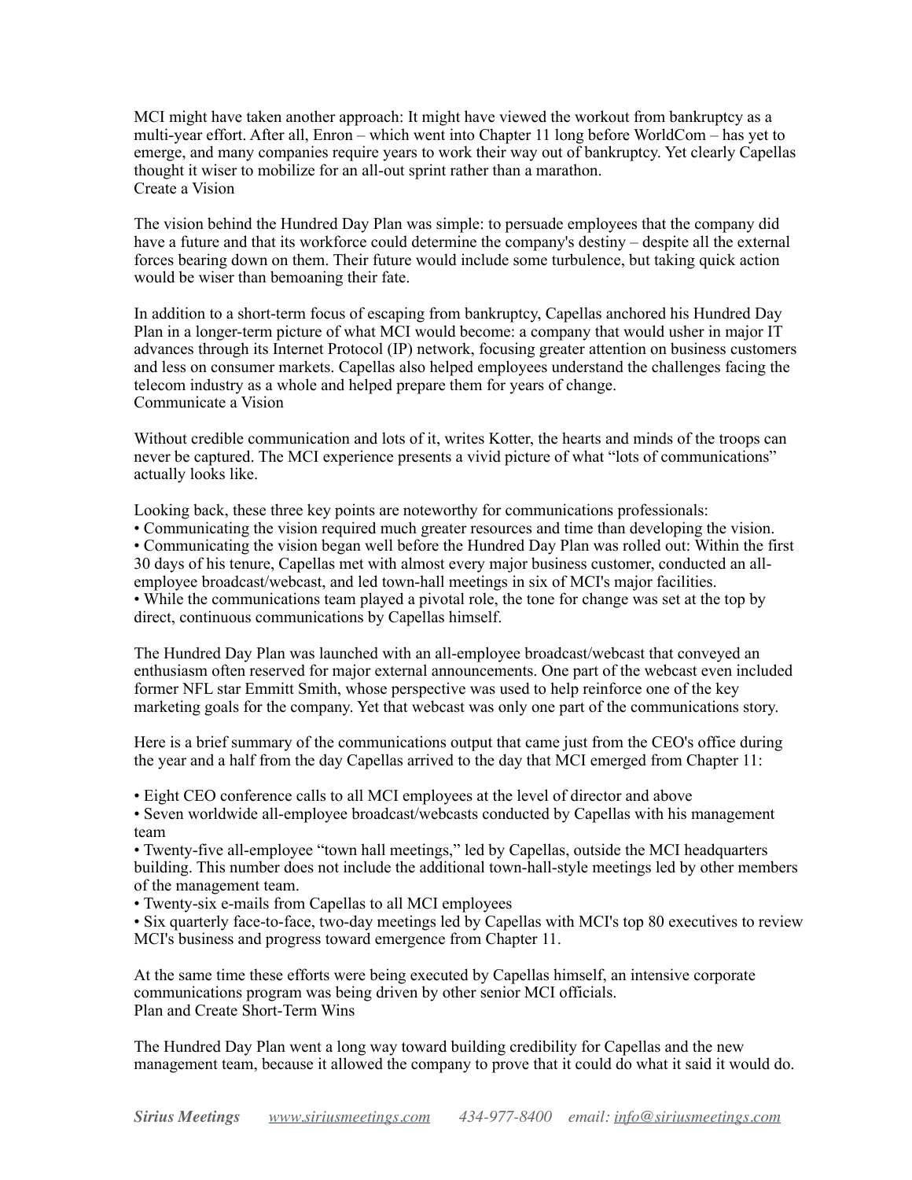MCI might have taken another approach: It might have viewed the workout from bankruptcy as a multi-year effort. After all, Enron – which went into Chapter 11 long before WorldCom – has yet to emerge, and many companies require years to work their way out of bankruptcy. Yet clearly Capellas thought it wiser to mobilize for an all-out sprint rather than a marathon.

## Create a Vision

The vision behind the Hundred Day Plan was simple: to persuade employees that the company did have a future and that its workforce could determine the company's destiny – despite all the external forces bearing down on them. Their future would include some turbulence, but taking quick action would be wiser than bemoaning their fate.

In addition to a short-term focus of escaping from bankruptcy, Capellas anchored his Hundred Day Plan in a longer-term picture of what MCI would become: a company that would usher in major IT advances through its Internet Protocol (IP) network, focusing greater attention on business customers and less on consumer markets. Capellas also helped employees understand the challenges facing the telecom industry as a whole and helped prepare them for years of change.

## Communicate a Vision

Without credible communication and lots of it, writes Kotter, the hearts and minds of the troops can never be captured. The MCI experience presents a vivid picture of what "lots of communications" actually looks like.

Looking back, these three key points are noteworthy for communications professionals:

- Communicating the vision required much greater resources and time than developing the vision.
- Communicating the vision began well before the Hundred Day Plan was rolled out: Within the first 30 days of his tenure, Capellas met with almost every major business customer, conducted an all-employee broadcast/webcast, and led town-hall meetings in six of MCI's major facilities.
- While the communications team played a pivotal role, the tone for change was set at the top by direct, continuous communications by Capellas himself.

The Hundred Day Plan was launched with an all-employee broadcast/webcast that conveyed an enthusiasm often reserved for major external announcements. One part of the webcast even included former NFL star Emmitt Smith, whose perspective was used to help reinforce one of the key marketing goals for the company. Yet that webcast was only one part of the communications story.

Here is a brief summary of the communications output that came just from the CEO's office during the year and a half from the day Capellas arrived to the day that MCI emerged from Chapter 11:

- Eight CEO conference calls to all MCI employees at the level of director and above
- Seven worldwide all-employee broadcast/webcasts conducted by Capellas with his management team
- Twenty-five all-employee "town hall meetings," led by Capellas, outside the MCI headquarters building. This number does not include the additional town-hall-style meetings led by other members of the management team.
- Twenty-six e-mails from Capellas to all MCI employees
- Six quarterly face-to-face, two-day meetings led by Capellas with MCI's top 80 executives to review MCI's business and progress toward emergence from Chapter 11.

At the same time these efforts were being executed by Capellas himself, an intensive corporate communications program was being driven by other senior MCI officials.

## Plan and Create Short-Term Wins

The Hundred Day Plan went a long way toward building credibility for Capellas and the new management team, because it allowed the company to prove that it could do what it said it would do.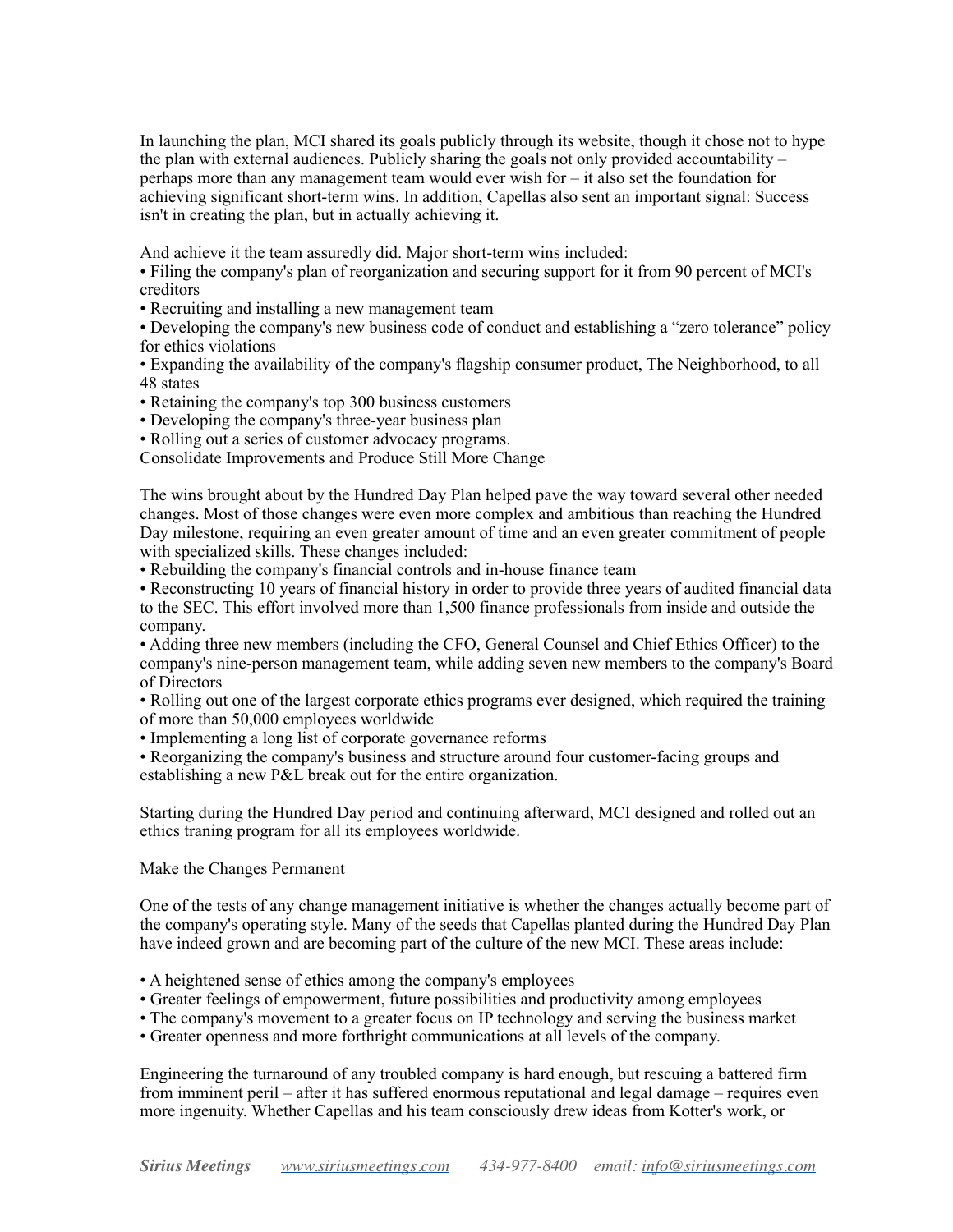In launching the plan, MCI shared its goals publicly through its website, though it chose not to hype the plan with external audiences. Publicly sharing the goals not only provided accountability – perhaps more than any management team would ever wish for – it also set the foundation for achieving significant short-term wins. In addition, Capellas also sent an important signal: Success isn't in creating the plan, but in actually achieving it.

And achieve it the team assuredly did. Major short-term wins included:

- Filing the company's plan of reorganization and securing support for it from 90 percent of MCI's creditors
- Recruiting and installing a new management team
- Developing the company's new business code of conduct and establishing a "zero tolerance" policy for ethics violations
- Expanding the availability of the company's flagship consumer product, The Neighborhood, to all 48 states
- Retaining the company's top 300 business customers
- Developing the company's three-year business plan
- Rolling out a series of customer advocacy programs.

## Consolidate Improvements and Produce Still More Change

The wins brought about by the Hundred Day Plan helped pave the way toward several other needed changes. Most of those changes were even more complex and ambitious than reaching the Hundred Day milestone, requiring an even greater amount of time and an even greater commitment of people with specialized skills. These changes included:

- Rebuilding the company's financial controls and in-house finance team
- Reconstructing 10 years of financial history in order to provide three years of audited financial data to the SEC. This effort involved more than 1,500 finance professionals from inside and outside the company.
- Adding three new members (including the CFO, General Counsel and Chief Ethics Officer) to the company's nine-person management team, while adding seven new members to the company's Board of Directors
- Rolling out one of the largest corporate ethics programs ever designed, which required the training of more than 50,000 employees worldwide
- Implementing a long list of corporate governance reforms
- Reorganizing the company's business and structure around four customer-facing groups and establishing a new P&L break out for the entire organization.

Starting during the Hundred Day period and continuing afterward, MCI designed and rolled out an ethics traning program for all its employees worldwide.

## Make the Changes Permanent

One of the tests of any change management initiative is whether the changes actually become part of the company's operating style. Many of the seeds that Capellas planted during the Hundred Day Plan have indeed grown and are becoming part of the culture of the new MCI. These areas include:

- A heightened sense of ethics among the company's employees
- Greater feelings of empowerment, future possibilities and productivity among employees
- The company's movement to a greater focus on IP technology and serving the business market
- Greater openness and more forthright communications at all levels of the company.

Engineering the turnaround of any troubled company is hard enough, but rescuing a battered firm from imminent peril – after it has suffered enormous reputational and legal damage – requires even more ingenuity. Whether Capellas and his team consciously drew ideas from Kotter's work, or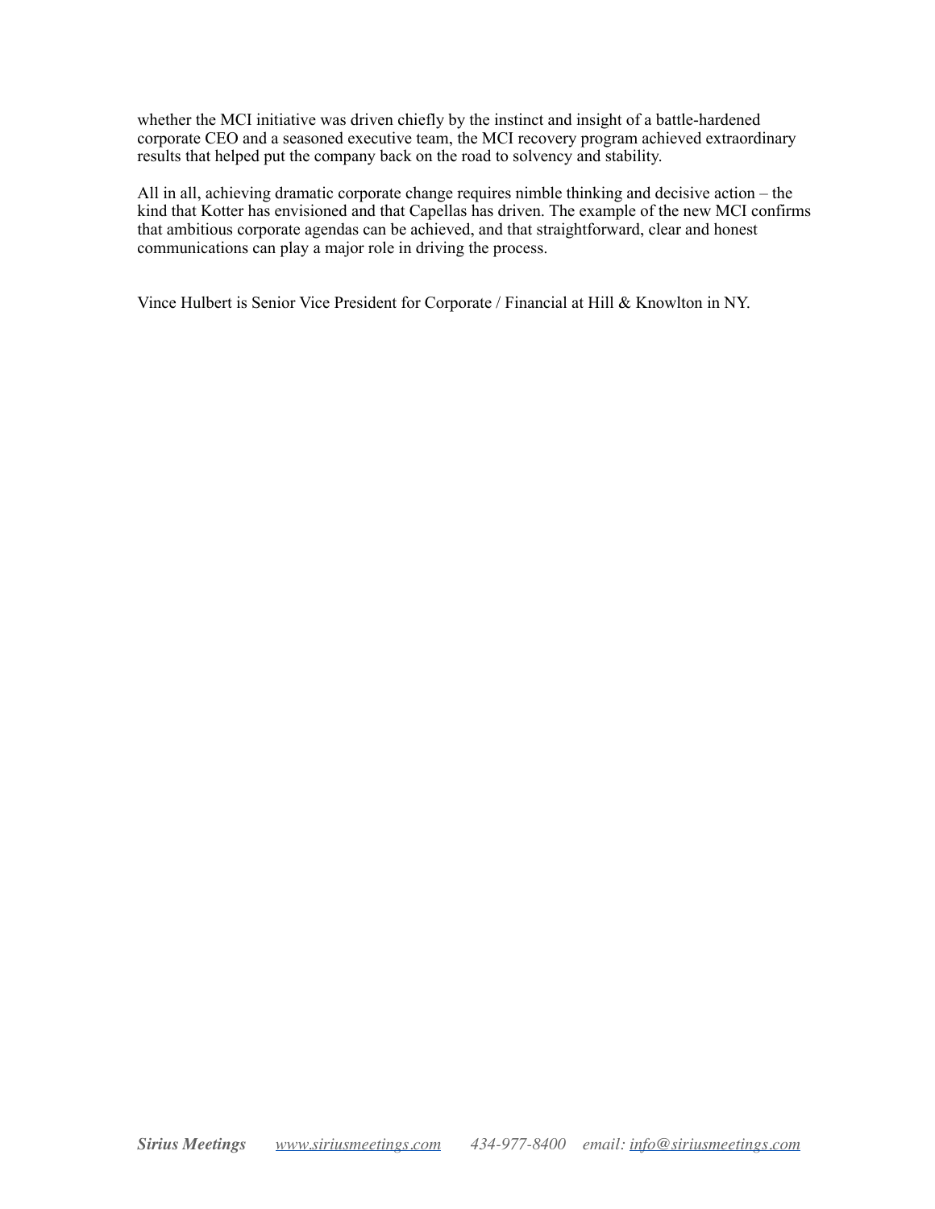whether the MCI initiative was driven chiefly by the instinct and insight of a battle-hardened corporate CEO and a seasoned executive team, the MCI recovery program achieved extraordinary results that helped put the company back on the road to solvency and stability.

All in all, achieving dramatic corporate change requires nimble thinking and decisive action – the kind that Kotter has envisioned and that Capellas has driven. The example of the new MCI confirms that ambitious corporate agendas can be achieved, and that straightforward, clear and honest communications can play a major role in driving the process.

Vince Hulbert is Senior Vice President for Corporate / Financial at Hill & Knowlton in NY.